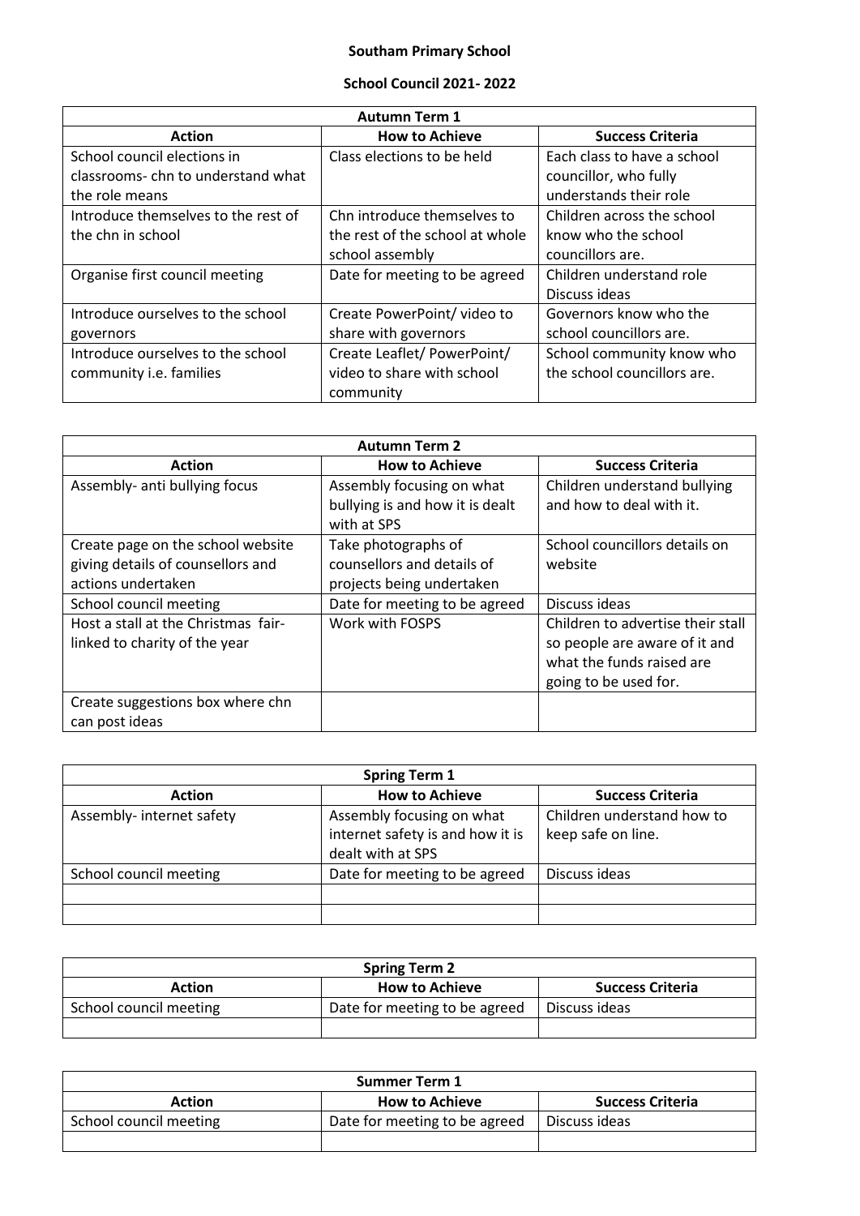# Southam Primary School

## School Council 2021- 2022

| Autumn Term 1 | | |
|---|---|---|
| **Action** | **How to Achieve** | **Success Criteria** |
| School council elections in classrooms- chn to understand what the role means | Class elections to be held | Each class to have a school councillor, who fully understands their role |
| Introduce themselves to the rest of the chn in school | Chn introduce themselves to the rest of the school at whole school assembly | Children across the school know who the school councillors are. |
| Organise first council meeting | Date for meeting to be agreed | Children understand role<br>Discuss ideas |
| Introduce ourselves to the school governors | Create PowerPoint/ video to share with governors | Governors know who the school councillors are. |
| Introduce ourselves to the school community i.e. families | Create Leaflet/ PowerPoint/ video to share with school community | School community know who the school councillors are. |

| Autumn Term 2 | | |
|---|---|---|
| **Action** | **How to Achieve** | **Success Criteria** |
| Assembly- anti bullying focus | Assembly focusing on what bullying is and how it is dealt with at SPS | Children understand bullying and how to deal with it. |
| Create page on the school website giving details of counsellors and actions undertaken | Take photographs of counsellors and details of projects being undertaken | School councillors details on website |
| School council meeting | Date for meeting to be agreed | Discuss ideas |
| Host a stall at the Christmas fair- linked to charity of the year | Work with FOSPS | Children to advertise their stall so people are aware of it and what the funds raised are going to be used for. |
| Create suggestions box where chn can post ideas | | |

| Spring Term 1 | | |
|---|---|---|
| **Action** | **How to Achieve** | **Success Criteria** |
| Assembly- internet safety | Assembly focusing on what internet safety is and how it is dealt with at SPS | Children understand how to keep safe on line. |
| School council meeting | Date for meeting to be agreed | Discuss ideas |
| | | |
| | | |

| Spring Term 2 | | |
|---|---|---|
| **Action** | **How to Achieve** | **Success Criteria** |
| School council meeting | Date for meeting to be agreed | Discuss ideas |
| | | |

| Summer Term 1 | | |
|---|---|---|
| **Action** | **How to Achieve** | **Success Criteria** |
| School council meeting | Date for meeting to be agreed | Discuss ideas |
| | | |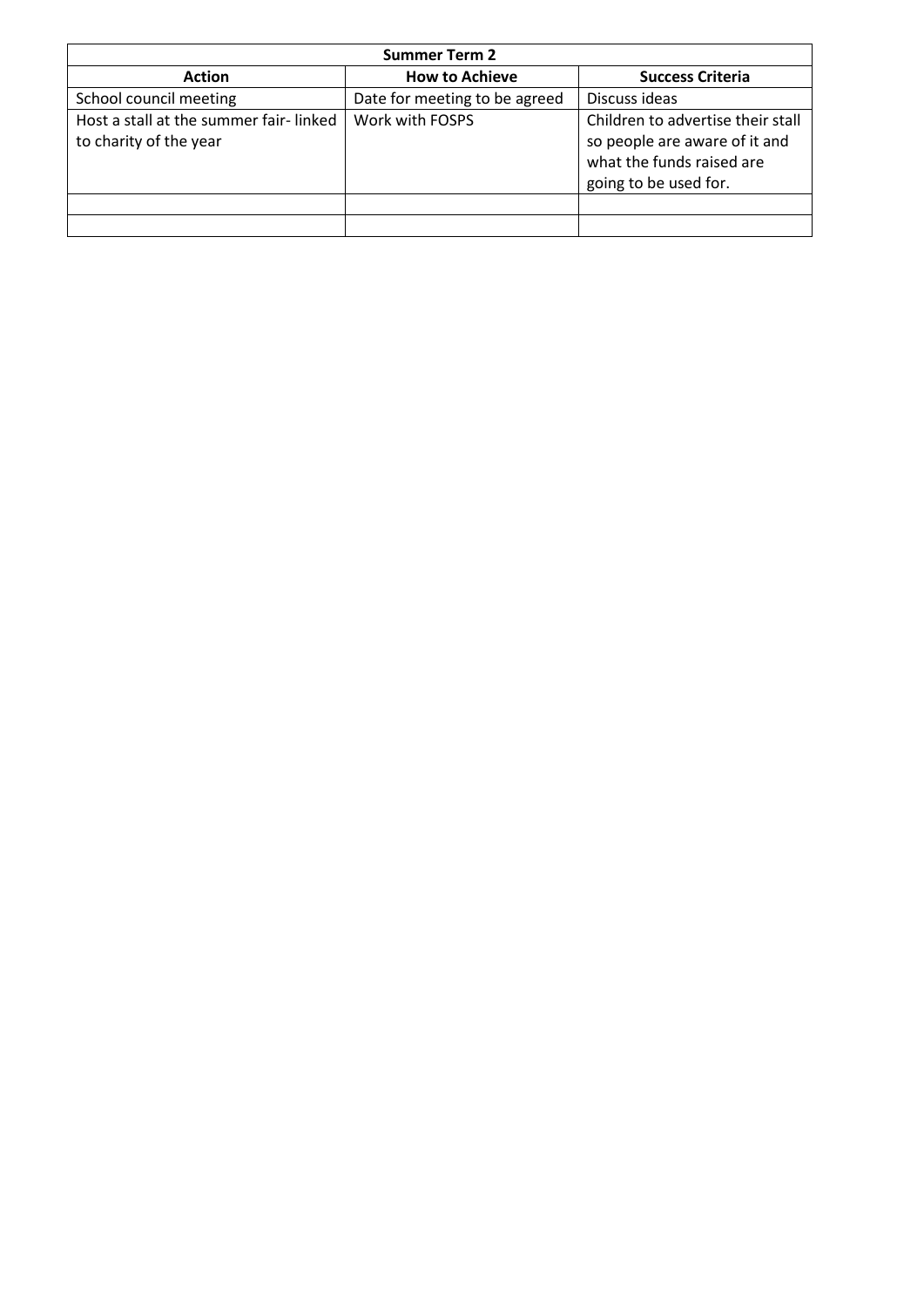| Summer Term 2 | | |
|---|---|---|
| **Action** | **How to Achieve** | **Success Criteria** |
| School council meeting | Date for meeting to be agreed | Discuss ideas |
| Host a stall at the summer fair- linked to charity of the year | Work with FOSPS | Children to advertise their stall so people are aware of it and what the funds raised are going to be used for. |
| | | |
| | | |